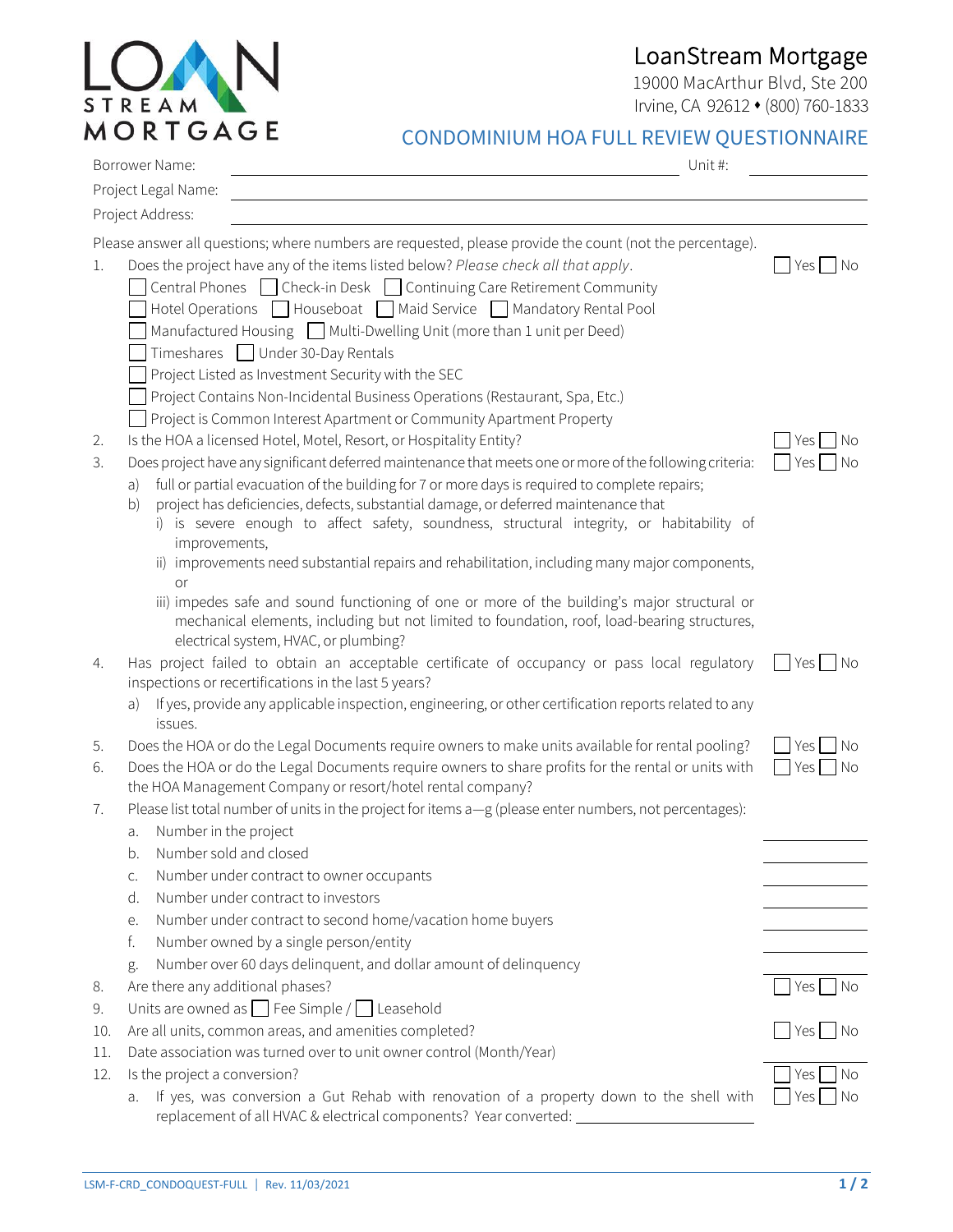# LoanStream Mortgage

19000 MacArthur Blvd, Ste 200
Irvine, CA 92612 • (800) 760-1833

## CONDOMINIUM HOA FULL REVIEW QUESTIONNAIRE

Borrower Name: ______________________________ Unit #: __________

Project Legal Name: ______________________________

Project Address: ______________________________

Please answer all questions; where numbers are requested, please provide the count (not the percentage).

1. Does the project have any of the items listed below? *Please check all that apply*. ☐ Yes ☐ No
   - ☐ Central Phones ☐ Check-in Desk ☐ Continuing Care Retirement Community
   - ☐ Hotel Operations ☐ Houseboat ☐ Maid Service ☐ Mandatory Rental Pool
   - ☐ Manufactured Housing ☐ Multi-Dwelling Unit (more than 1 unit per Deed)
   - ☐ Timeshares ☐ Under 30-Day Rentals
   - ☐ Project Listed as Investment Security with the SEC
   - ☐ Project Contains Non-Incidental Business Operations (Restaurant, Spa, Etc.)
   - ☐ Project is Common Interest Apartment or Community Apartment Property
2. Is the HOA a licensed Hotel, Motel, Resort, or Hospitality Entity? ☐ Yes ☐ No
3. Does project have any significant deferred maintenance that meets one or more of the following criteria: ☐ Yes ☐ No
   a) full or partial evacuation of the building for 7 or more days is required to complete repairs;
   b) project has deficiencies, defects, substantial damage, or deferred maintenance that
      i) is severe enough to affect safety, soundness, structural integrity, or habitability of improvements,
      ii) improvements need substantial repairs and rehabilitation, including many major components, or
      iii) impedes safe and sound functioning of one or more of the building's major structural or mechanical elements, including but not limited to foundation, roof, load-bearing structures, electrical system, HVAC, or plumbing?
4. Has project failed to obtain an acceptable certificate of occupancy or pass local regulatory inspections or recertifications in the last 5 years? ☐ Yes ☐ No
   a) If yes, provide any applicable inspection, engineering, or other certification reports related to any issues.
5. Does the HOA or do the Legal Documents require owners to make units available for rental pooling? ☐ Yes ☐ No
6. Does the HOA or do the Legal Documents require owners to share profits for the rental or units with the HOA Management Company or resort/hotel rental company? ☐ Yes ☐ No
7. Please list total number of units in the project for items a—g (please enter numbers, not percentages):
   a. Number in the project __________
   b. Number sold and closed __________
   c. Number under contract to owner occupants __________
   d. Number under contract to investors __________
   e. Number under contract to second home/vacation home buyers __________
   f. Number owned by a single person/entity __________
   g. Number over 60 days delinquent, and dollar amount of delinquency __________
8. Are there any additional phases? ☐ Yes ☐ No
9. Units are owned as ☐ Fee Simple / ☐ Leasehold
10. Are all units, common areas, and amenities completed? ☐ Yes ☐ No
11. Date association was turned over to unit owner control (Month/Year)
12. Is the project a conversion? ☐ Yes ☐ No
    a. If yes, was conversion a Gut Rehab with renovation of a property down to the shell with replacement of all HVAC & electrical components? Year converted: __________ ☐ Yes ☐ No

LSM-F-CRD_CONDOQUEST-FULL | Rev. 11/03/2021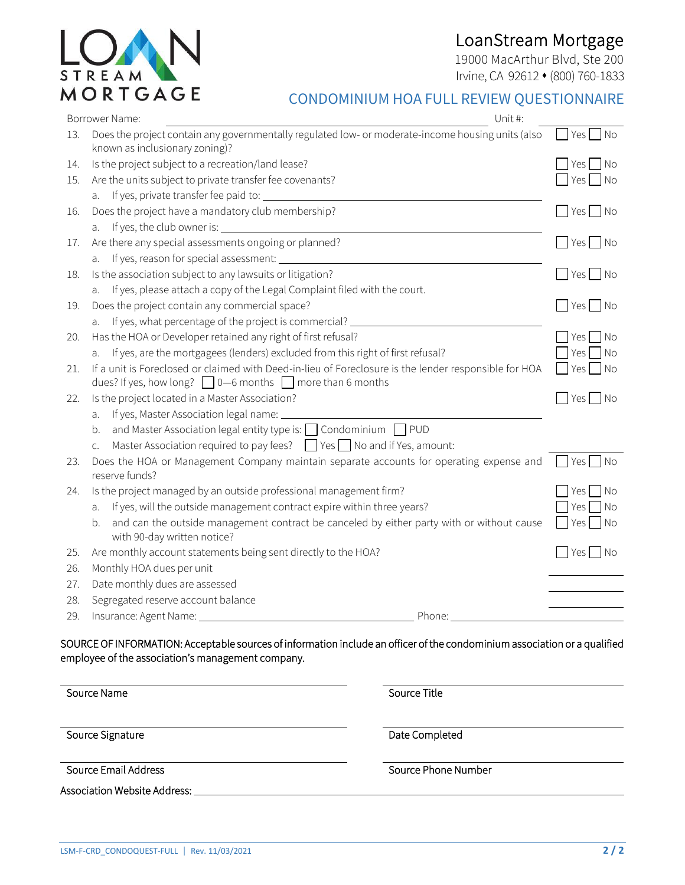# LoanStream Mortgage

19000 MacArthur Blvd, Ste 200
Irvine, CA 92612 • (800) 760-1833

## CONDOMINIUM HOA FULL REVIEW QUESTIONNAIRE

Borrower Name: ______________________________ Unit #: __________

13. Does the project contain any governmentally regulated low- or moderate-income housing units (also known as inclusionary zoning)? ☐ Yes ☐ No
14. Is the project subject to a recreation/land lease? ☐ Yes ☐ No
15. Are the units subject to private transfer fee covenants? ☐ Yes ☐ No
    a. If yes, private transfer fee paid to: ______________________________
16. Does the project have a mandatory club membership? ☐ Yes ☐ No
    a. If yes, the club owner is: ______________________________
17. Are there any special assessments ongoing or planned? ☐ Yes ☐ No
    a. If yes, reason for special assessment: ______________________________
18. Is the association subject to any lawsuits or litigation? ☐ Yes ☐ No
    a. If yes, please attach a copy of the Legal Complaint filed with the court.
19. Does the project contain any commercial space? ☐ Yes ☐ No
    a. If yes, what percentage of the project is commercial? ______________________________
20. Has the HOA or Developer retained any right of first refusal? ☐ Yes ☐ No
    a. If yes, are the mortgagees (lenders) excluded from this right of first refusal? ☐ Yes ☐ No
21. If a unit is Foreclosed or claimed with Deed-in-lieu of Foreclosure is the lender responsible for HOA dues? If yes, how long? ☐ 0—6 months ☐ more than 6 months ☐ Yes ☐ No
22. Is the project located in a Master Association? ☐ Yes ☐ No
    a. If yes, Master Association legal name: ______________________________
    b. and Master Association legal entity type is: ☐ Condominium ☐ PUD
    c. Master Association required to pay fees? ☐ Yes ☐ No and if Yes, amount: __________
23. Does the HOA or Management Company maintain separate accounts for operating expense and reserve funds? ☐ Yes ☐ No
24. Is the project managed by an outside professional management firm? ☐ Yes ☐ No
    a. If yes, will the outside management contract expire within three years? ☐ Yes ☐ No
    b. and can the outside management contract be canceled by either party with or without cause with 90-day written notice? ☐ Yes ☐ No
25. Are monthly account statements being sent directly to the HOA? ☐ Yes ☐ No
26. Monthly HOA dues per unit __________
27. Date monthly dues are assessed __________
28. Segregated reserve account balance __________
29. Insurance: Agent Name: ______________________________ Phone: ______________________________

SOURCE OF INFORMATION: Acceptable sources of information include an officer of the condominium association or a qualified employee of the association's management company.

______________________________ ______________________________
Source Name Source Title

______________________________ ______________________________
Source Signature Date Completed

______________________________ ______________________________
Source Email Address Source Phone Number

Association Website Address: ______________________________

LSM-F-CRD_CONDOQUEST-FULL | Rev. 11/03/2021